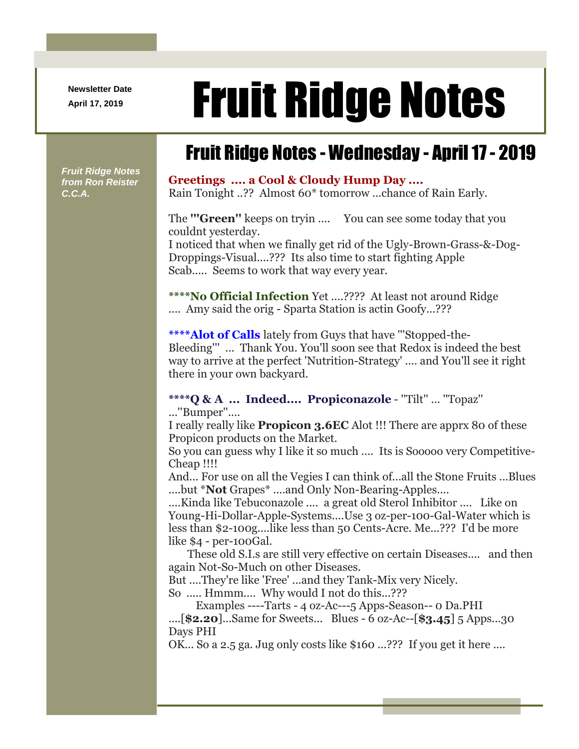Newsletter Date
April 17, 2019

# Fruit Ridge Notes

*Fruit Ridge Notes from Ron Reister C.C.A.*

## Fruit Ridge Notes - Wednesday - April 17 - 2019

**Greetings .... a Cool & Cloudy Hump Day ....**
Rain Tonight ..?? Almost 60* tomorrow ...chance of Rain Early.

The **"'Green"** keeps on tryin .... You can see some today that you couldnt yesterday.
I noticed that when we finally get rid of the Ugly-Brown-Grass-&-Dog-Droppings-Visual....??? Its also time to start fighting Apple Scab..... Seems to work that way every year.

****No Official Infection** Yet ....???? At least not around Ridge .... Amy said the orig - Sparta Station is actin Goofy...???

****Alot of Calls** lately from Guys that have "'Stopped-the-Bleeding'" ... Thank You. You'll soon see that Redox is indeed the best way to arrive at the perfect 'Nutrition-Strategy' .... and You'll see it right there in your own backyard.

****Q & A ... Indeed.... Propiconazole** - "Tilt" ... "Topaz" ..."Bumper"....
I really really like **Propicon 3.6EC** Alot !!! There are apprx 80 of these Propicon products on the Market.
So you can guess why I like it so much .... Its is Sooooo very Competitive-Cheap !!!!
And... For use on all the Vegies I can think of...all the Stone Fruits ...Blues ....but ***Not** Grapes* ....and Only Non-Bearing-Apples....
....Kinda like Tebuconazole .... a great old Sterol Inhibitor .... Like on Young-Hi-Dollar-Apple-Systems....Use 3 oz-per-100-Gal-Water which is less than $2-100g....like less than 50 Cents-Acre. Me...??? I'd be more like $4 - per-100Gal.
These old S.I.s are still very effective on certain Diseases.... and then again Not-So-Much on other Diseases.
But ....They're like 'Free' ...and they Tank-Mix very Nicely.
So ..... Hmmm.... Why would I not do this...???
Examples ----Tarts - 4 oz-Ac---5 Apps-Season-- 0 Da.PHI ....[**$2.20**]...Same for Sweets... Blues - 6 oz-Ac--[**$3.45**] 5 Apps...30 Days PHI
OK... So a 2.5 ga. Jug only costs like $160 ...??? If you get it here ....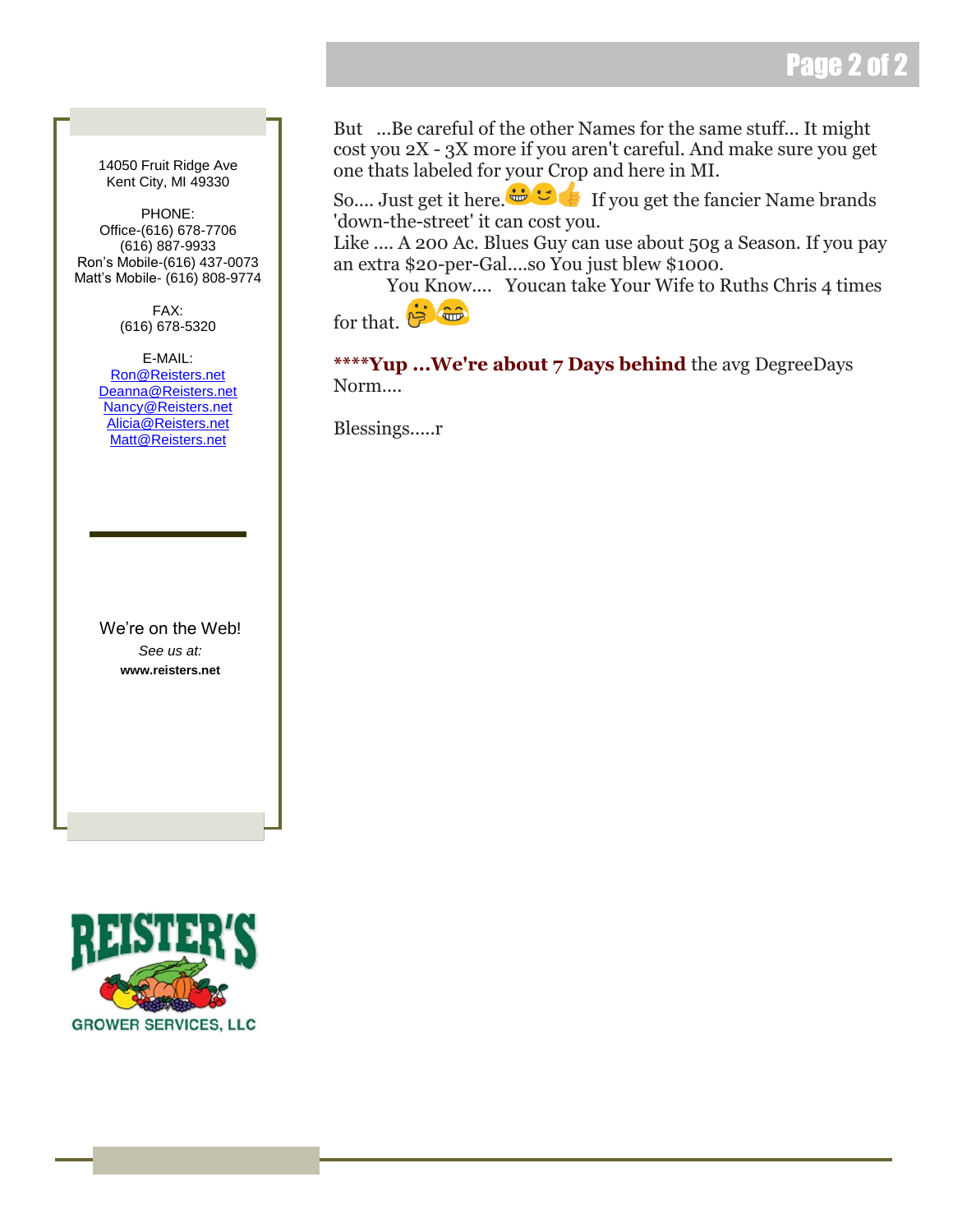But ...Be careful of the other Names for the same stuff... It might cost you 2X - 3X more if you aren't careful. And make sure you get one thats labeled for your Crop and here in MI.

So.... Just get it here. 😀😉👍 If you get the fancier Name brands 'down-the-street' it can cost you.
Like .... A 200 Ac. Blues Guy can use about 50g a Season. If you pay an extra $20-per-Gal....so You just blew $1000.
You Know.... Youcan take Your Wife to Ruths Chris 4 times for that. 🤔😁

****Yup ...We're about 7 Days behind** the avg DegreeDays Norm....

Blessings.....r

14050 Fruit Ridge Ave
Kent City, MI 49330

PHONE:
Office-(616) 678-7706
(616) 887-9933
Ron's Mobile-(616) 437-0073
Matt's Mobile- (616) 808-9774

FAX:
(616) 678-5320

E-MAIL:
Ron@Reisters.net
Deanna@Reisters.net
Nancy@Reisters.net
Alicia@Reisters.net
Matt@Reisters.net

We're on the Web!
*See us at:*
**www.reisters.net**

REISTER'S
GROWER SERVICES, LLC